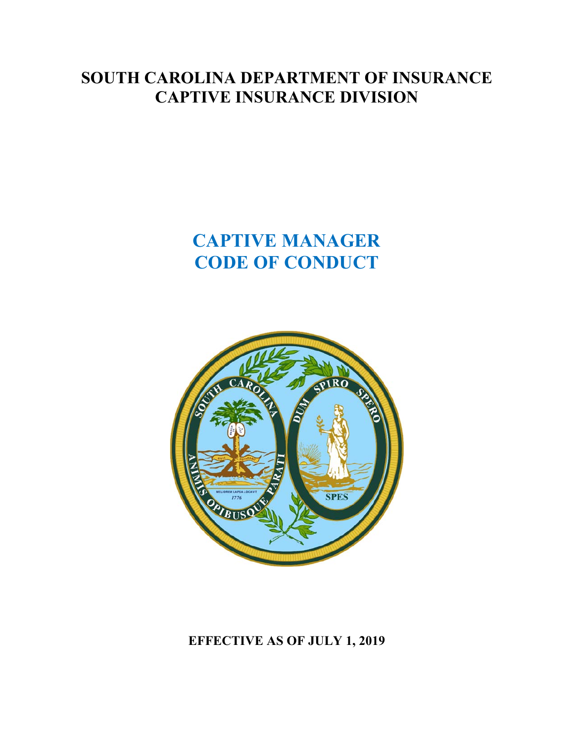# SOUTH CAROLINA DEPARTMENT OF INSURANCE
# CAPTIVE INSURANCE DIVISION

# CAPTIVE MANAGER
# CODE OF CONDUCT

**EFFECTIVE AS OF JULY 1, 2019**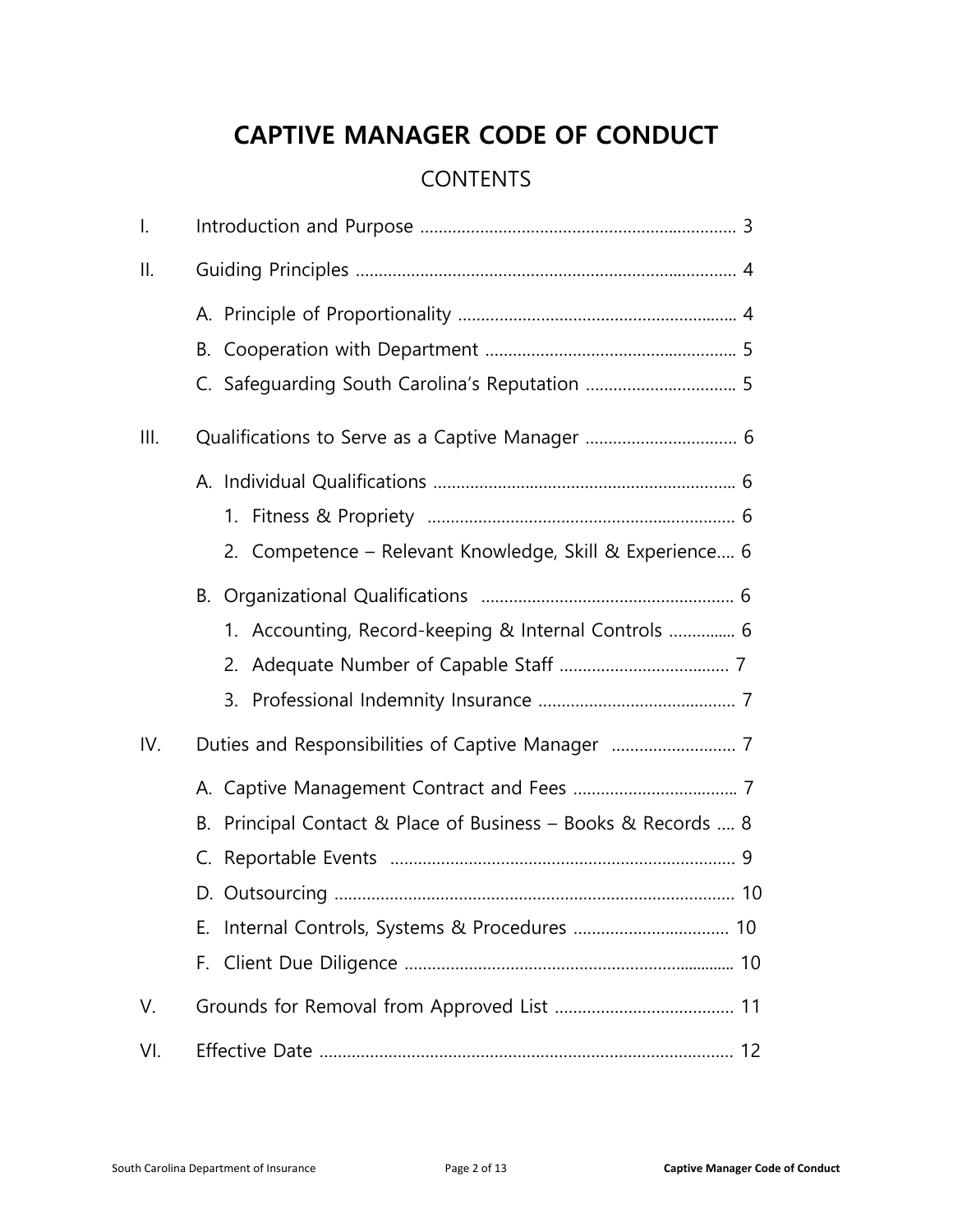# CAPTIVE MANAGER CODE OF CONDUCT

## CONTENTS

I. Introduction and Purpose .................................................................. 3

II. Guiding Principles ............................................................................... 4

- A. Principle of Proportionality .......................................................... 4
- B. Cooperation with Department ..................................................... 5
- C. Safeguarding South Carolina's Reputation ................................ 5

III. Qualifications to Serve as a Captive Manager ................................ 6

- A. Individual Qualifications ................................................................ 6
  1. Fitness & Propriety ................................................................. 6
  2. Competence – Relevant Knowledge, Skill & Experience.... 6
- B. Organizational Qualifications ...................................................... 6
  1. Accounting, Record-keeping & Internal Controls .............. 6
  2. Adequate Number of Capable Staff .................................... 7
  3. Professional Indemnity Insurance .......................................... 7

IV. Duties and Responsibilities of Captive Manager .......................... 7

- A. Captive Management Contract and Fees .................................. 7
- B. Principal Contact & Place of Business – Books & Records .... 8
- C. Reportable Events ......................................................................... 9
- D. Outsourcing ..................................................................................... 10
- E. Internal Controls, Systems & Procedures ................................. 10
- F. Client Due Diligence ...................................................................... 10

V. Grounds for Removal from Approved List ...................................... 11

VI. Effective Date ......................................................................................... 12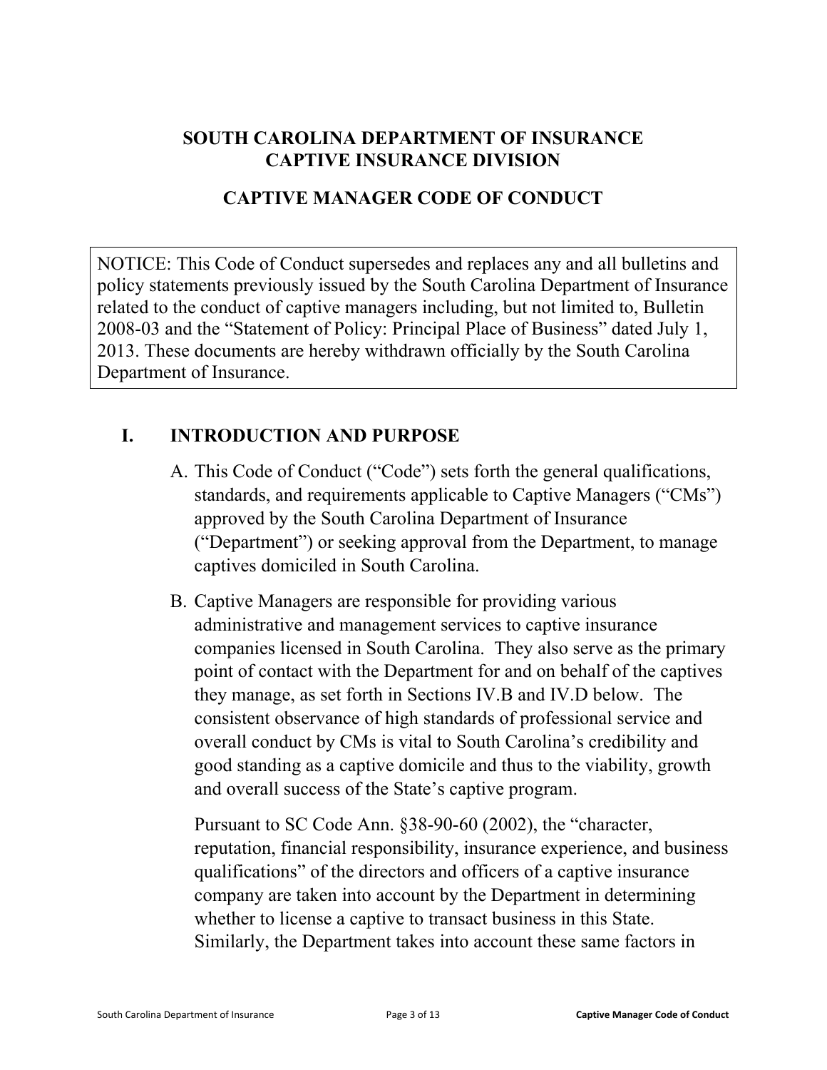# SOUTH CAROLINA DEPARTMENT OF INSURANCE
# CAPTIVE INSURANCE DIVISION

## CAPTIVE MANAGER CODE OF CONDUCT

NOTICE: This Code of Conduct supersedes and replaces any and all bulletins and policy statements previously issued by the South Carolina Department of Insurance related to the conduct of captive managers including, but not limited to, Bulletin 2008-03 and the "Statement of Policy: Principal Place of Business" dated July 1, 2013. These documents are hereby withdrawn officially by the South Carolina Department of Insurance.

## I. INTRODUCTION AND PURPOSE

A. This Code of Conduct ("Code") sets forth the general qualifications, standards, and requirements applicable to Captive Managers ("CMs") approved by the South Carolina Department of Insurance ("Department") or seeking approval from the Department, to manage captives domiciled in South Carolina.

B. Captive Managers are responsible for providing various administrative and management services to captive insurance companies licensed in South Carolina. They also serve as the primary point of contact with the Department for and on behalf of the captives they manage, as set forth in Sections IV.B and IV.D below. The consistent observance of high standards of professional service and overall conduct by CMs is vital to South Carolina's credibility and good standing as a captive domicile and thus to the viability, growth and overall success of the State's captive program.

Pursuant to SC Code Ann. §38-90-60 (2002), the "character, reputation, financial responsibility, insurance experience, and business qualifications" of the directors and officers of a captive insurance company are taken into account by the Department in determining whether to license a captive to transact business in this State. Similarly, the Department takes into account these same factors in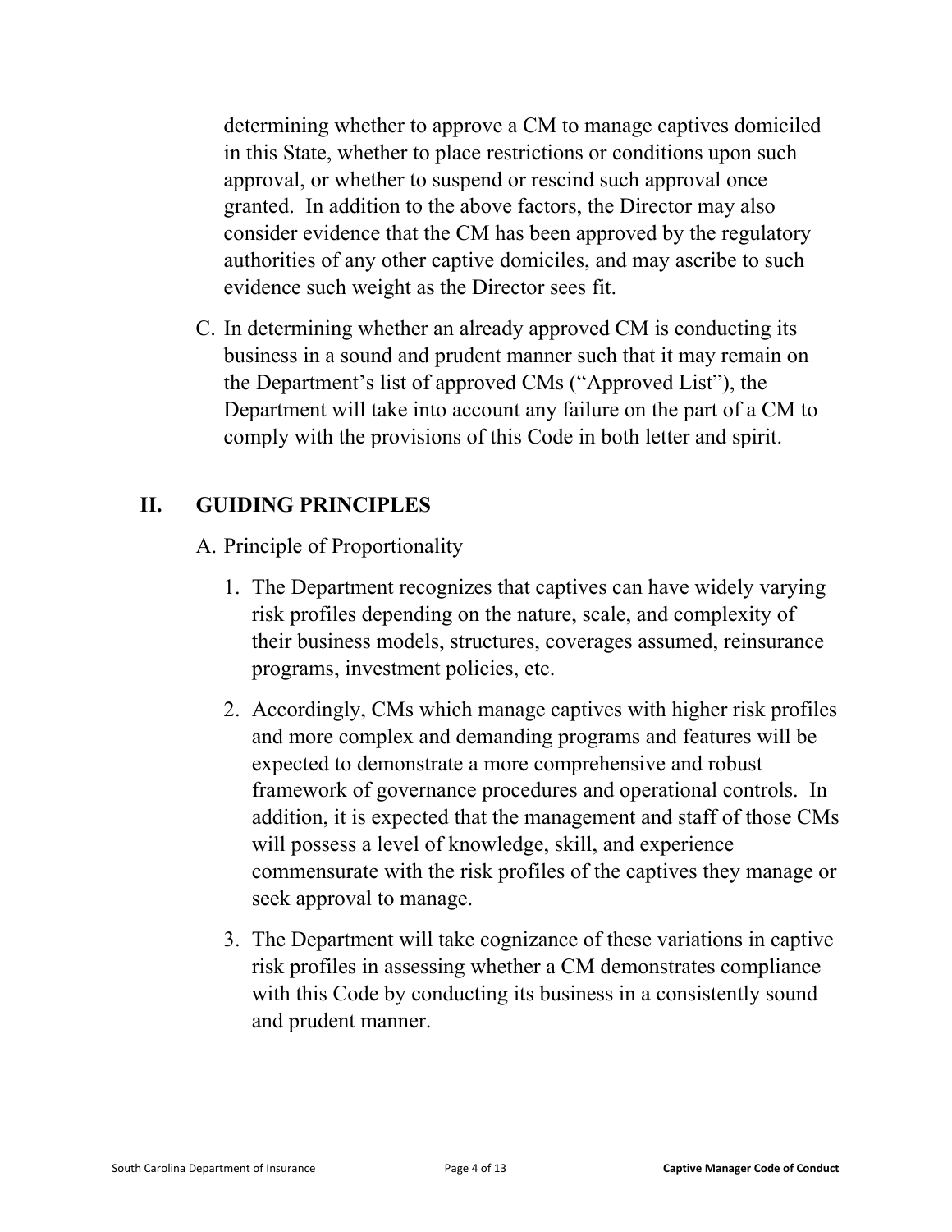determining whether to approve a CM to manage captives domiciled in this State, whether to place restrictions or conditions upon such approval, or whether to suspend or rescind such approval once granted. In addition to the above factors, the Director may also consider evidence that the CM has been approved by the regulatory authorities of any other captive domiciles, and may ascribe to such evidence such weight as the Director sees fit.

C. In determining whether an already approved CM is conducting its business in a sound and prudent manner such that it may remain on the Department's list of approved CMs ("Approved List"), the Department will take into account any failure on the part of a CM to comply with the provisions of this Code in both letter and spirit.

## II. GUIDING PRINCIPLES

A. Principle of Proportionality

1. The Department recognizes that captives can have widely varying risk profiles depending on the nature, scale, and complexity of their business models, structures, coverages assumed, reinsurance programs, investment policies, etc.

2. Accordingly, CMs which manage captives with higher risk profiles and more complex and demanding programs and features will be expected to demonstrate a more comprehensive and robust framework of governance procedures and operational controls. In addition, it is expected that the management and staff of those CMs will possess a level of knowledge, skill, and experience commensurate with the risk profiles of the captives they manage or seek approval to manage.

3. The Department will take cognizance of these variations in captive risk profiles in assessing whether a CM demonstrates compliance with this Code by conducting its business in a consistently sound and prudent manner.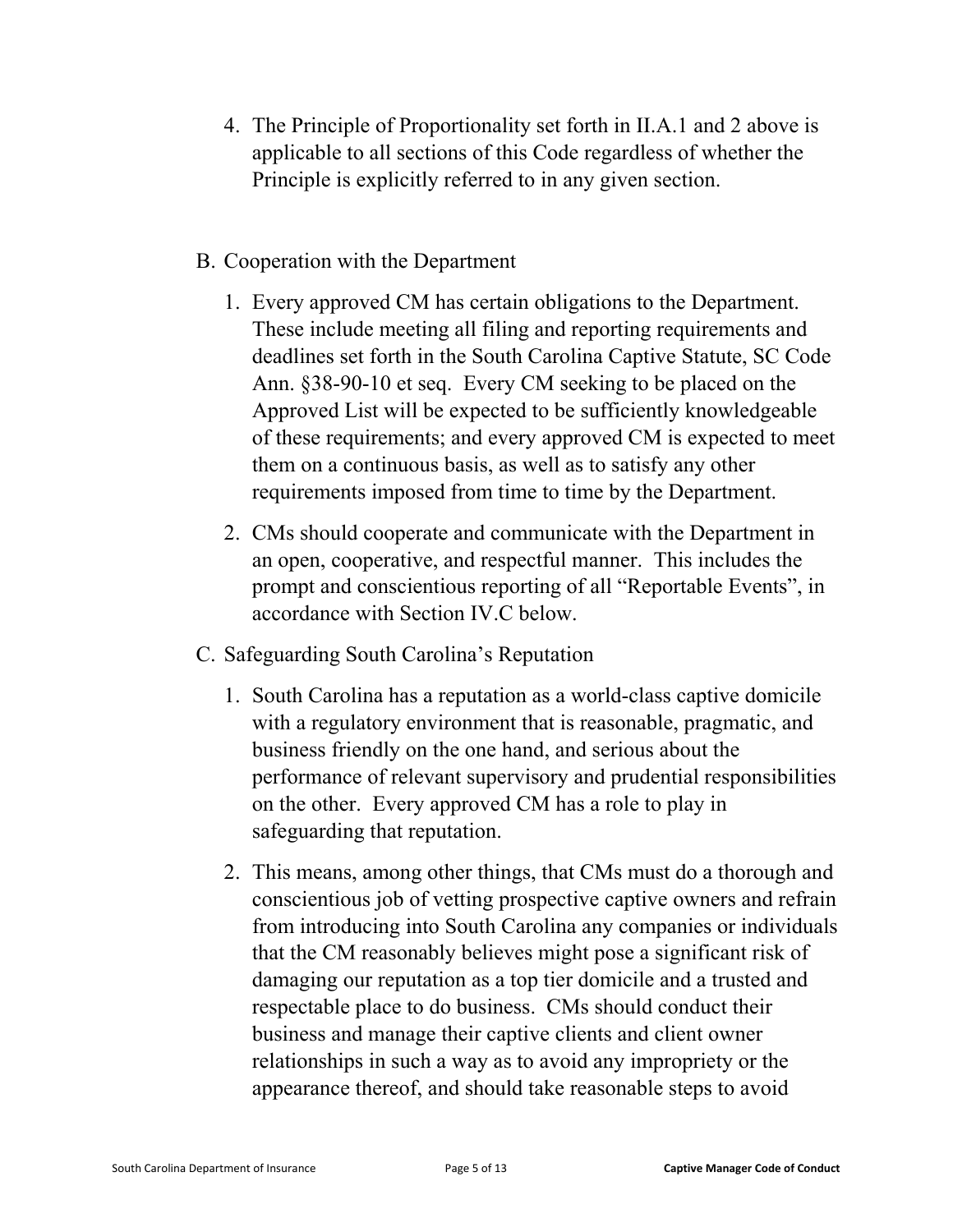4. The Principle of Proportionality set forth in II.A.1 and 2 above is applicable to all sections of this Code regardless of whether the Principle is explicitly referred to in any given section.

B. Cooperation with the Department

1. Every approved CM has certain obligations to the Department. These include meeting all filing and reporting requirements and deadlines set forth in the South Carolina Captive Statute, SC Code Ann. §38-90-10 et seq. Every CM seeking to be placed on the Approved List will be expected to be sufficiently knowledgeable of these requirements; and every approved CM is expected to meet them on a continuous basis, as well as to satisfy any other requirements imposed from time to time by the Department.

2. CMs should cooperate and communicate with the Department in an open, cooperative, and respectful manner. This includes the prompt and conscientious reporting of all "Reportable Events", in accordance with Section IV.C below.

C. Safeguarding South Carolina's Reputation

1. South Carolina has a reputation as a world-class captive domicile with a regulatory environment that is reasonable, pragmatic, and business friendly on the one hand, and serious about the performance of relevant supervisory and prudential responsibilities on the other. Every approved CM has a role to play in safeguarding that reputation.

2. This means, among other things, that CMs must do a thorough and conscientious job of vetting prospective captive owners and refrain from introducing into South Carolina any companies or individuals that the CM reasonably believes might pose a significant risk of damaging our reputation as a top tier domicile and a trusted and respectable place to do business. CMs should conduct their business and manage their captive clients and client owner relationships in such a way as to avoid any impropriety or the appearance thereof, and should take reasonable steps to avoid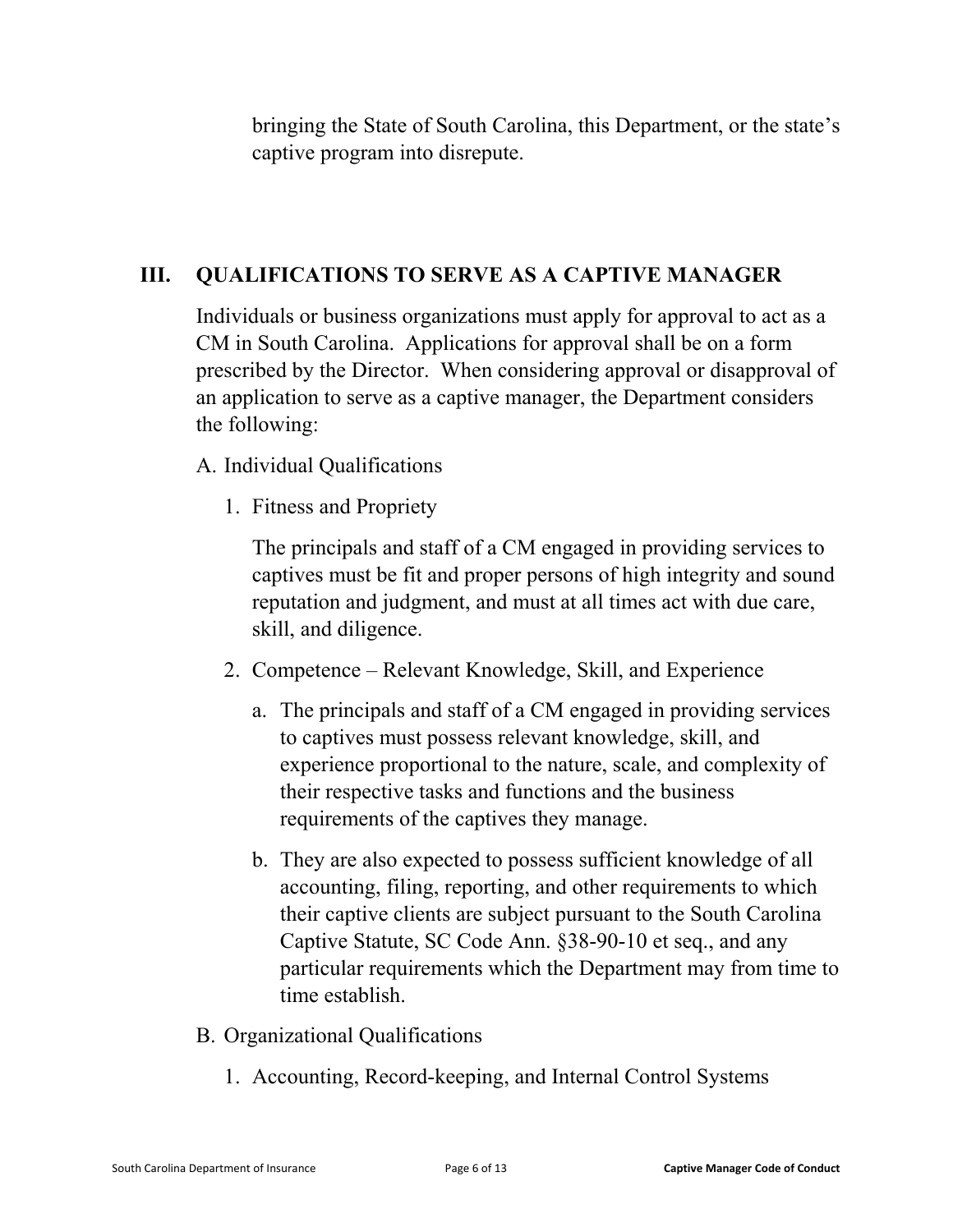bringing the State of South Carolina, this Department, or the state's captive program into disrepute.

## III. QUALIFICATIONS TO SERVE AS A CAPTIVE MANAGER

Individuals or business organizations must apply for approval to act as a CM in South Carolina. Applications for approval shall be on a form prescribed by the Director. When considering approval or disapproval of an application to serve as a captive manager, the Department considers the following:

A. Individual Qualifications

1. Fitness and Propriety

   The principals and staff of a CM engaged in providing services to captives must be fit and proper persons of high integrity and sound reputation and judgment, and must at all times act with due care, skill, and diligence.

2. Competence – Relevant Knowledge, Skill, and Experience

   a. The principals and staff of a CM engaged in providing services to captives must possess relevant knowledge, skill, and experience proportional to the nature, scale, and complexity of their respective tasks and functions and the business requirements of the captives they manage.

   b. They are also expected to possess sufficient knowledge of all accounting, filing, reporting, and other requirements to which their captive clients are subject pursuant to the South Carolina Captive Statute, SC Code Ann. §38-90-10 et seq., and any particular requirements which the Department may from time to time establish.

B. Organizational Qualifications

1. Accounting, Record-keeping, and Internal Control Systems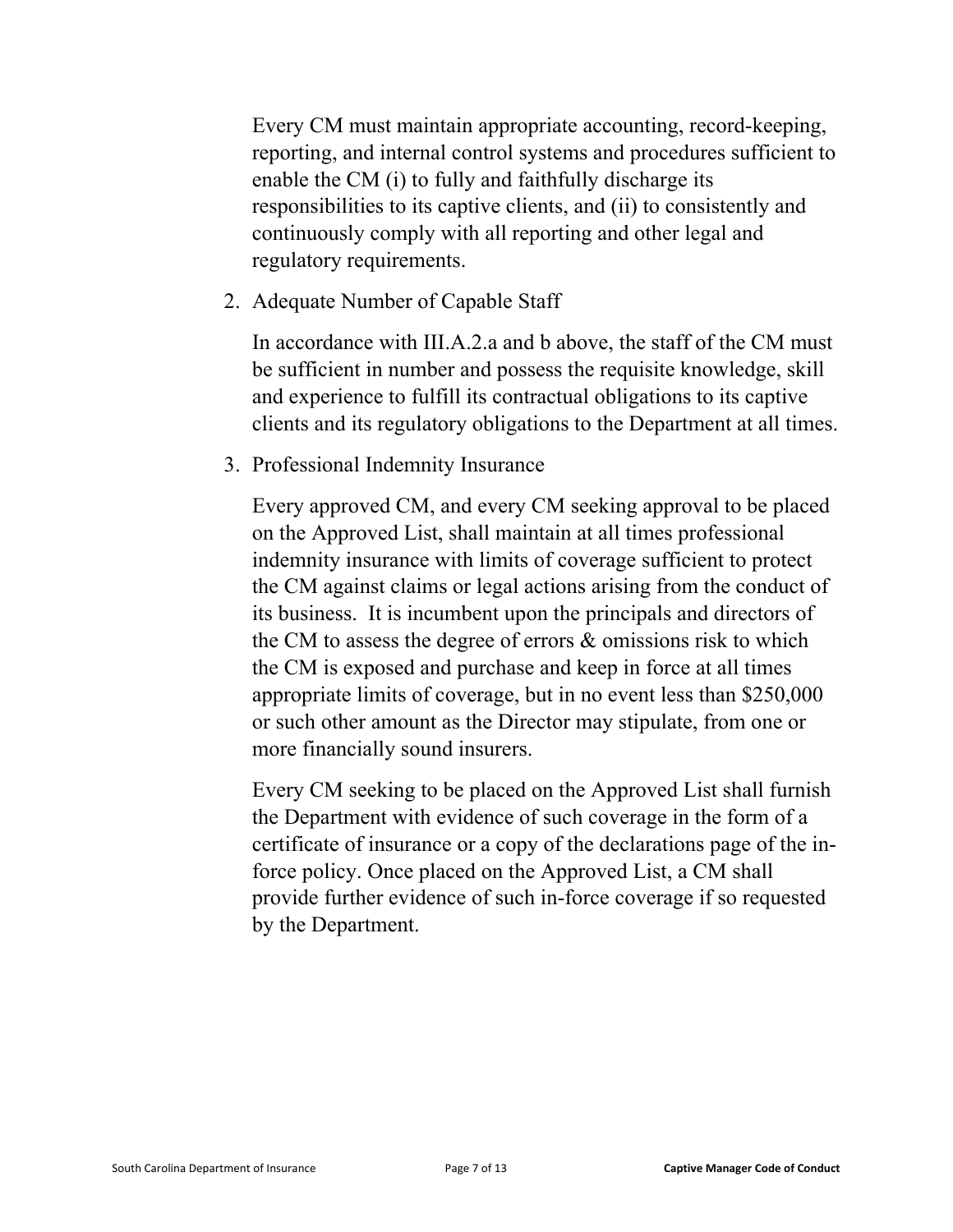Every CM must maintain appropriate accounting, record-keeping, reporting, and internal control systems and procedures sufficient to enable the CM (i) to fully and faithfully discharge its responsibilities to its captive clients, and (ii) to consistently and continuously comply with all reporting and other legal and regulatory requirements.

2. Adequate Number of Capable Staff

   In accordance with III.A.2.a and b above, the staff of the CM must be sufficient in number and possess the requisite knowledge, skill and experience to fulfill its contractual obligations to its captive clients and its regulatory obligations to the Department at all times.

3. Professional Indemnity Insurance

   Every approved CM, and every CM seeking approval to be placed on the Approved List, shall maintain at all times professional indemnity insurance with limits of coverage sufficient to protect the CM against claims or legal actions arising from the conduct of its business. It is incumbent upon the principals and directors of the CM to assess the degree of errors & omissions risk to which the CM is exposed and purchase and keep in force at all times appropriate limits of coverage, but in no event less than $250,000 or such other amount as the Director may stipulate, from one or more financially sound insurers.

   Every CM seeking to be placed on the Approved List shall furnish the Department with evidence of such coverage in the form of a certificate of insurance or a copy of the declarations page of the in-force policy. Once placed on the Approved List, a CM shall provide further evidence of such in-force coverage if so requested by the Department.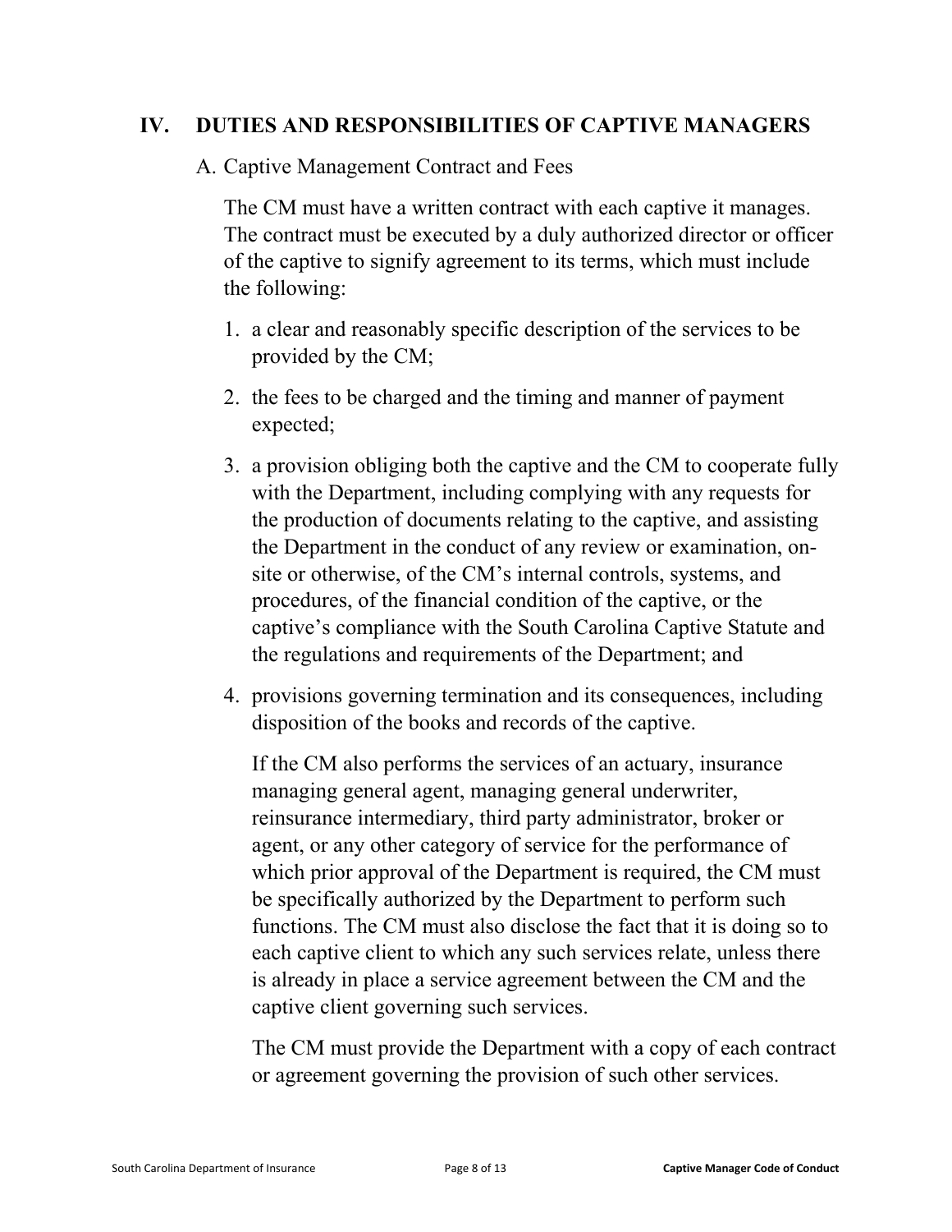## IV. DUTIES AND RESPONSIBILITIES OF CAPTIVE MANAGERS

### A. Captive Management Contract and Fees

The CM must have a written contract with each captive it manages. The contract must be executed by a duly authorized director or officer of the captive to signify agreement to its terms, which must include the following:

1. a clear and reasonably specific description of the services to be provided by the CM;
2. the fees to be charged and the timing and manner of payment expected;
3. a provision obliging both the captive and the CM to cooperate fully with the Department, including complying with any requests for the production of documents relating to the captive, and assisting the Department in the conduct of any review or examination, on-site or otherwise, of the CM's internal controls, systems, and procedures, of the financial condition of the captive, or the captive's compliance with the South Carolina Captive Statute and the regulations and requirements of the Department; and
4. provisions governing termination and its consequences, including disposition of the books and records of the captive.

If the CM also performs the services of an actuary, insurance managing general agent, managing general underwriter, reinsurance intermediary, third party administrator, broker or agent, or any other category of service for the performance of which prior approval of the Department is required, the CM must be specifically authorized by the Department to perform such functions. The CM must also disclose the fact that it is doing so to each captive client to which any such services relate, unless there is already in place a service agreement between the CM and the captive client governing such services.

The CM must provide the Department with a copy of each contract or agreement governing the provision of such other services.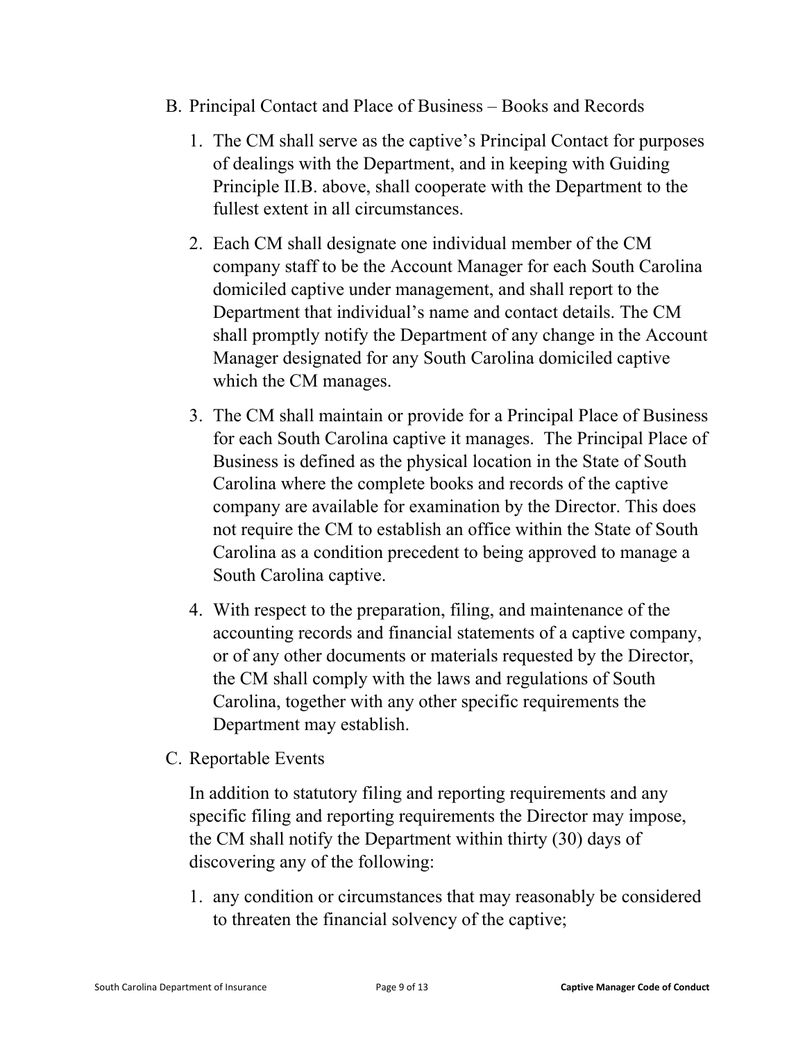B. Principal Contact and Place of Business – Books and Records

   1. The CM shall serve as the captive's Principal Contact for purposes of dealings with the Department, and in keeping with Guiding Principle II.B. above, shall cooperate with the Department to the fullest extent in all circumstances.

   2. Each CM shall designate one individual member of the CM company staff to be the Account Manager for each South Carolina domiciled captive under management, and shall report to the Department that individual's name and contact details. The CM shall promptly notify the Department of any change in the Account Manager designated for any South Carolina domiciled captive which the CM manages.

   3. The CM shall maintain or provide for a Principal Place of Business for each South Carolina captive it manages. The Principal Place of Business is defined as the physical location in the State of South Carolina where the complete books and records of the captive company are available for examination by the Director. This does not require the CM to establish an office within the State of South Carolina as a condition precedent to being approved to manage a South Carolina captive.

   4. With respect to the preparation, filing, and maintenance of the accounting records and financial statements of a captive company, or of any other documents or materials requested by the Director, the CM shall comply with the laws and regulations of South Carolina, together with any other specific requirements the Department may establish.

C. Reportable Events

   In addition to statutory filing and reporting requirements and any specific filing and reporting requirements the Director may impose, the CM shall notify the Department within thirty (30) days of discovering any of the following:

   1. any condition or circumstances that may reasonably be considered to threaten the financial solvency of the captive;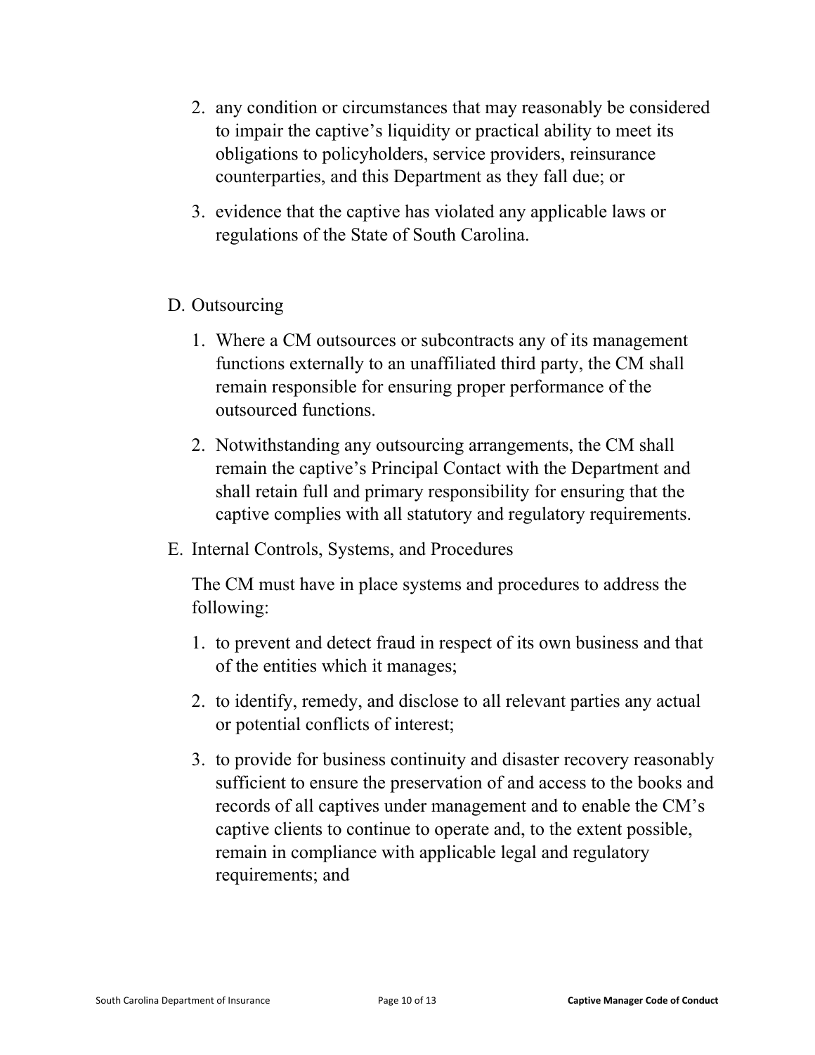2. any condition or circumstances that may reasonably be considered to impair the captive's liquidity or practical ability to meet its obligations to policyholders, service providers, reinsurance counterparties, and this Department as they fall due; or
3. evidence that the captive has violated any applicable laws or regulations of the State of South Carolina.

D. Outsourcing

1. Where a CM outsources or subcontracts any of its management functions externally to an unaffiliated third party, the CM shall remain responsible for ensuring proper performance of the outsourced functions.
2. Notwithstanding any outsourcing arrangements, the CM shall remain the captive's Principal Contact with the Department and shall retain full and primary responsibility for ensuring that the captive complies with all statutory and regulatory requirements.

E. Internal Controls, Systems, and Procedures

The CM must have in place systems and procedures to address the following:

1. to prevent and detect fraud in respect of its own business and that of the entities which it manages;
2. to identify, remedy, and disclose to all relevant parties any actual or potential conflicts of interest;
3. to provide for business continuity and disaster recovery reasonably sufficient to ensure the preservation of and access to the books and records of all captives under management and to enable the CM's captive clients to continue to operate and, to the extent possible, remain in compliance with applicable legal and regulatory requirements; and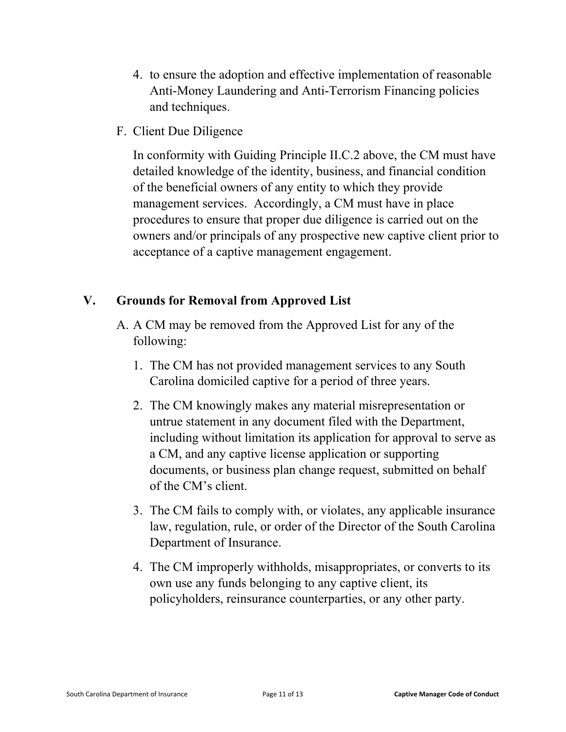4. to ensure the adoption and effective implementation of reasonable Anti-Money Laundering and Anti-Terrorism Financing policies and techniques.

F. Client Due Diligence

In conformity with Guiding Principle II.C.2 above, the CM must have detailed knowledge of the identity, business, and financial condition of the beneficial owners of any entity to which they provide management services. Accordingly, a CM must have in place procedures to ensure that proper due diligence is carried out on the owners and/or principals of any prospective new captive client prior to acceptance of a captive management engagement.

## V. Grounds for Removal from Approved List

A. A CM may be removed from the Approved List for any of the following:

1. The CM has not provided management services to any South Carolina domiciled captive for a period of three years.
2. The CM knowingly makes any material misrepresentation or untrue statement in any document filed with the Department, including without limitation its application for approval to serve as a CM, and any captive license application or supporting documents, or business plan change request, submitted on behalf of the CM's client.
3. The CM fails to comply with, or violates, any applicable insurance law, regulation, rule, or order of the Director of the South Carolina Department of Insurance.
4. The CM improperly withholds, misappropriates, or converts to its own use any funds belonging to any captive client, its policyholders, reinsurance counterparties, or any other party.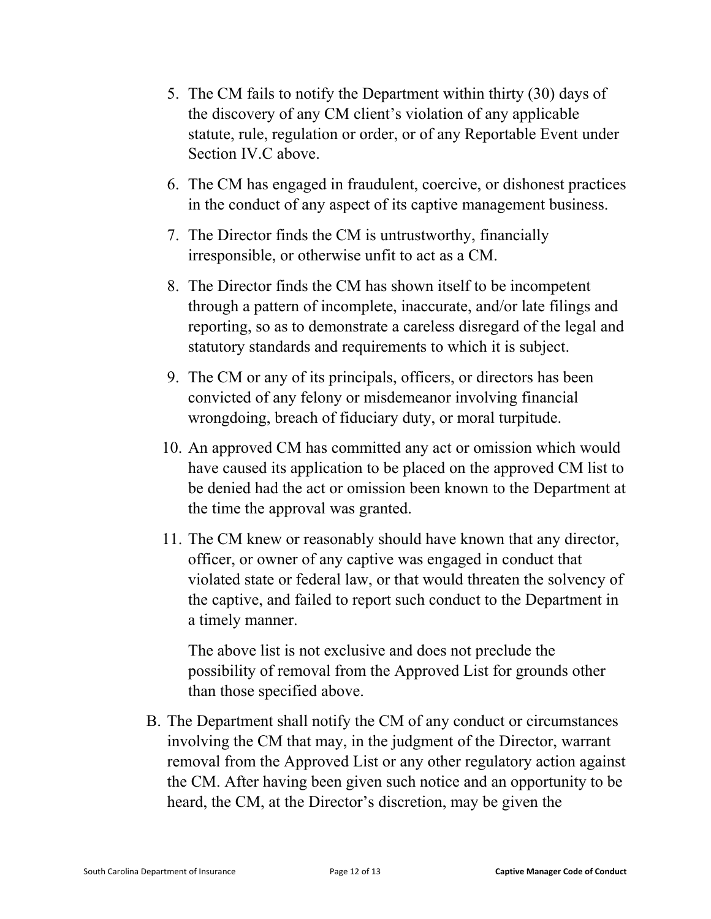5. The CM fails to notify the Department within thirty (30) days of the discovery of any CM client's violation of any applicable statute, rule, regulation or order, or of any Reportable Event under Section IV.C above.
6. The CM has engaged in fraudulent, coercive, or dishonest practices in the conduct of any aspect of its captive management business.
7. The Director finds the CM is untrustworthy, financially irresponsible, or otherwise unfit to act as a CM.
8. The Director finds the CM has shown itself to be incompetent through a pattern of incomplete, inaccurate, and/or late filings and reporting, so as to demonstrate a careless disregard of the legal and statutory standards and requirements to which it is subject.
9. The CM or any of its principals, officers, or directors has been convicted of any felony or misdemeanor involving financial wrongdoing, breach of fiduciary duty, or moral turpitude.
10. An approved CM has committed any act or omission which would have caused its application to be placed on the approved CM list to be denied had the act or omission been known to the Department at the time the approval was granted.
11. The CM knew or reasonably should have known that any director, officer, or owner of any captive was engaged in conduct that violated state or federal law, or that would threaten the solvency of the captive, and failed to report such conduct to the Department in a timely manner.

    The above list is not exclusive and does not preclude the possibility of removal from the Approved List for grounds other than those specified above.

B. The Department shall notify the CM of any conduct or circumstances involving the CM that may, in the judgment of the Director, warrant removal from the Approved List or any other regulatory action against the CM. After having been given such notice and an opportunity to be heard, the CM, at the Director's discretion, may be given the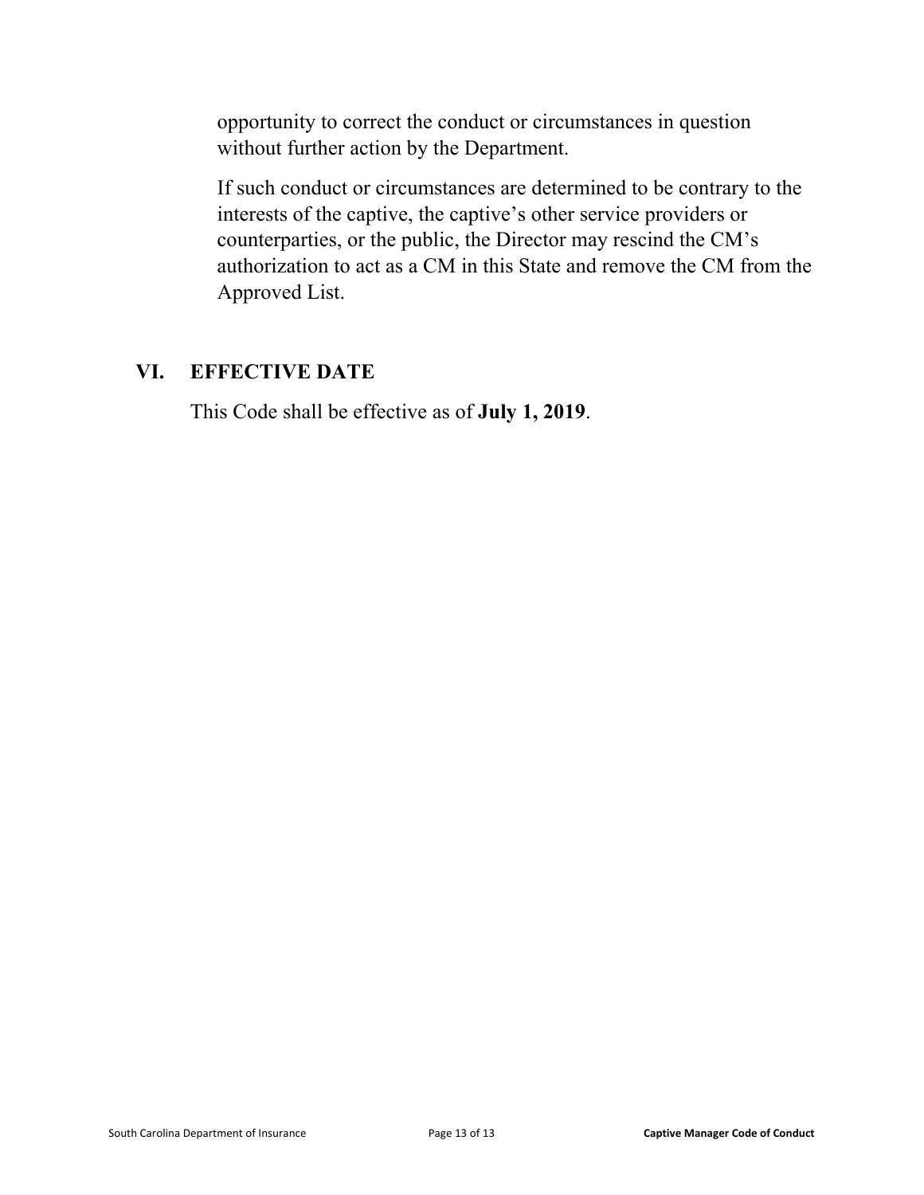opportunity to correct the conduct or circumstances in question without further action by the Department.

If such conduct or circumstances are determined to be contrary to the interests of the captive, the captive's other service providers or counterparties, or the public, the Director may rescind the CM's authorization to act as a CM in this State and remove the CM from the Approved List.

## VI. EFFECTIVE DATE

This Code shall be effective as of **July 1, 2019**.